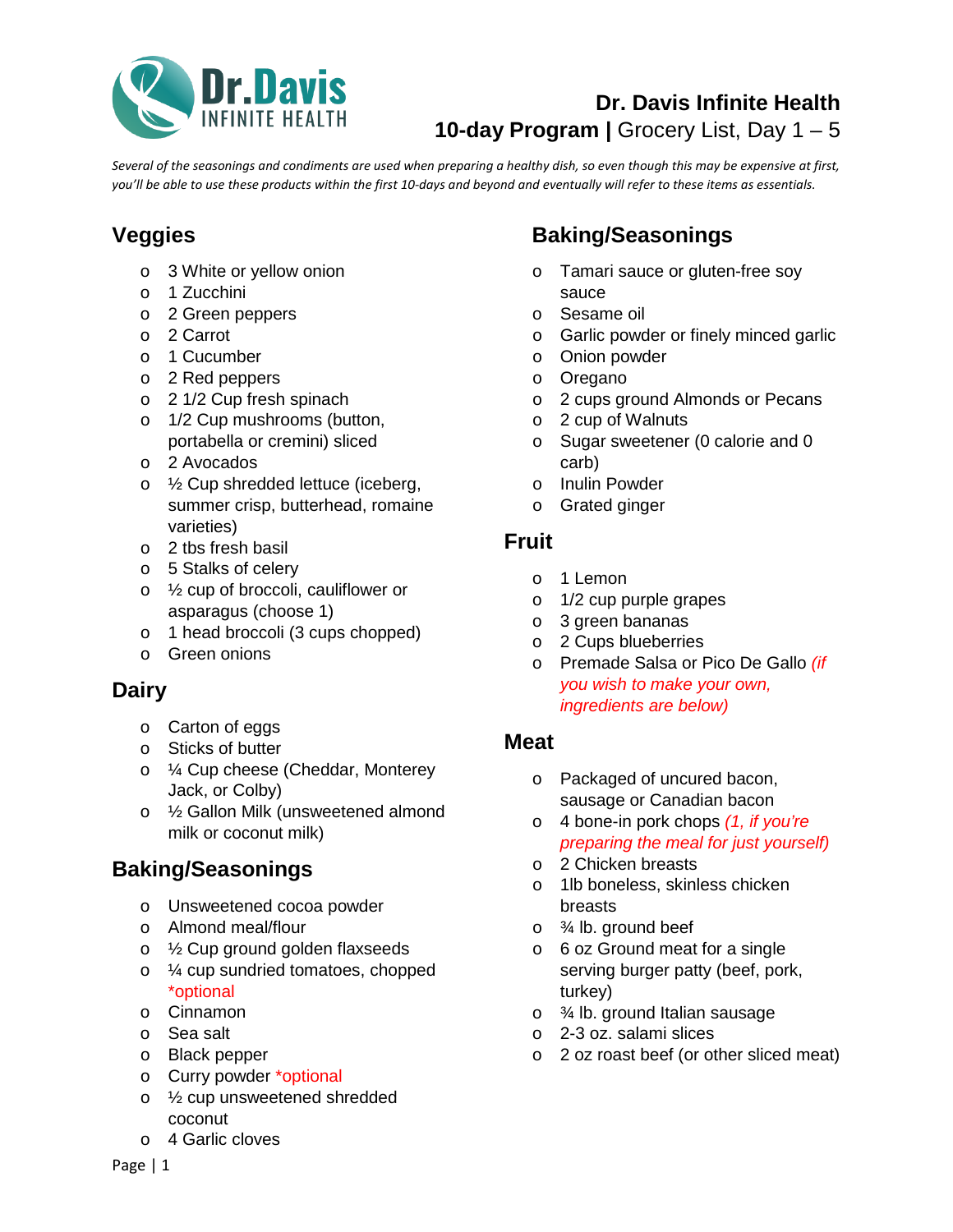# Dr. Davis Infinite Health

## 10-day Program | Grocery List, Day 1 – 5

*Several of the seasonings and condiments are used when preparing a healthy dish, so even though this may be expensive at first, you'll be able to use these products within the first 10-days and beyond and eventually will refer to these items as essentials.*

## Veggies

- 3 White or yellow onion
- 1 Zucchini
- 2 Green peppers
- 2 Carrot
- 1 Cucumber
- 2 Red peppers
- 2 1/2 Cup fresh spinach
- 1/2 Cup mushrooms (button, portabella or cremini) sliced
- 2 Avocados
- ½ Cup shredded lettuce (iceberg, summer crisp, butterhead, romaine varieties)
- 2 tbs fresh basil
- 5 Stalks of celery
- ½ cup of broccoli, cauliflower or asparagus (choose 1)
- 1 head broccoli (3 cups chopped)
- Green onions

## Dairy

- Carton of eggs
- Sticks of butter
- ¼ Cup cheese (Cheddar, Monterey Jack, or Colby)
- ½ Gallon Milk (unsweetened almond milk or coconut milk)

## Baking/Seasonings

- Unsweetened cocoa powder
- Almond meal/flour
- ½ Cup ground golden flaxseeds
- ¼ cup sundried tomatoes, chopped *optional
- Cinnamon
- Sea salt
- Black pepper
- Curry powder *optional
- ½ cup unsweetened shredded coconut
- 4 Garlic cloves

## Baking/Seasonings

- Tamari sauce or gluten-free soy sauce
- Sesame oil
- Garlic powder or finely minced garlic
- Onion powder
- Oregano
- 2 cups ground Almonds or Pecans
- 2 cup of Walnuts
- Sugar sweetener (0 calorie and 0 carb)
- Inulin Powder
- Grated ginger

## Fruit

- 1 Lemon
- 1/2 cup purple grapes
- 3 green bananas
- 2 Cups blueberries
- Premade Salsa or Pico De Gallo *(if you wish to make your own, ingredients are below)*

## Meat

- Packaged of uncured bacon, sausage or Canadian bacon
- 4 bone-in pork chops *(1, if you're preparing the meal for just yourself)*
- 2 Chicken breasts
- 1lb boneless, skinless chicken breasts
- ¾ lb. ground beef
- 6 oz Ground meat for a single serving burger patty (beef, pork, turkey)
- ¾ lb. ground Italian sausage
- 2-3 oz. salami slices
- 2 oz roast beef (or other sliced meat)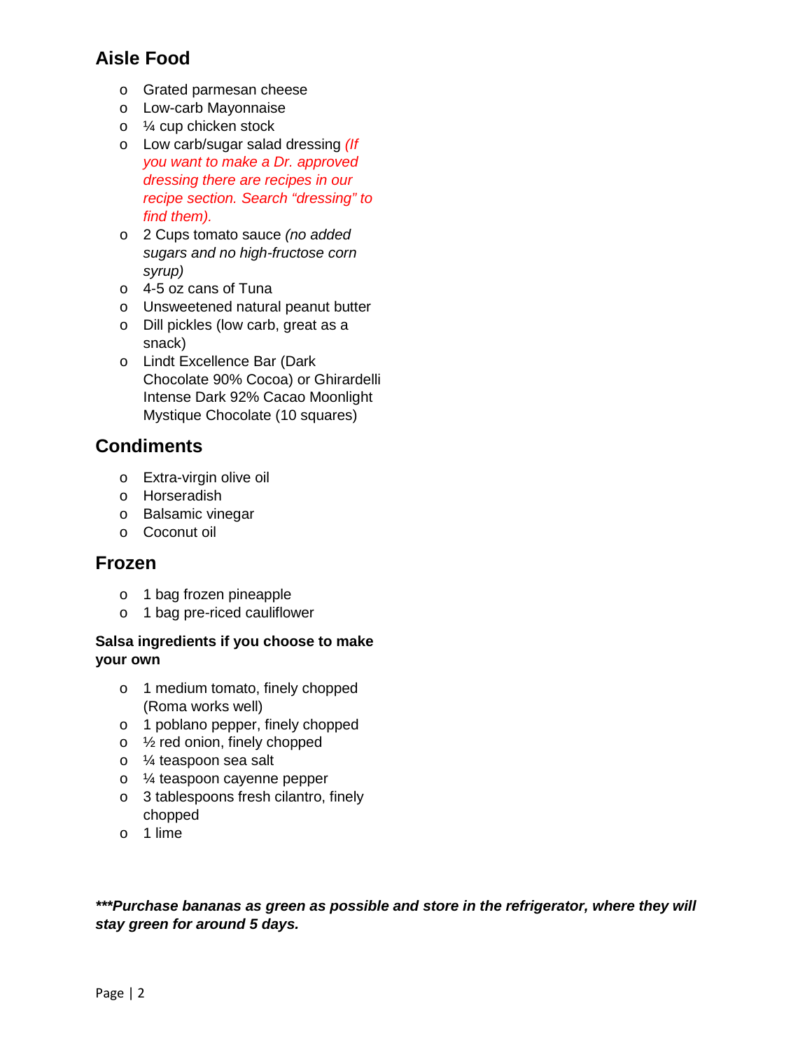## Aisle Food

- Grated parmesan cheese
- Low-carb Mayonnaise
- ¼ cup chicken stock
- Low carb/sugar salad dressing *(If you want to make a Dr. approved dressing there are recipes in our recipe section. Search "dressing" to find them).*
- 2 Cups tomato sauce *(no added sugars and no high-fructose corn syrup)*
- 4-5 oz cans of Tuna
- Unsweetened natural peanut butter
- Dill pickles (low carb, great as a snack)
- Lindt Excellence Bar (Dark Chocolate 90% Cocoa) or Ghirardelli Intense Dark 92% Cacao Moonlight Mystique Chocolate (10 squares)

## Condiments

- Extra-virgin olive oil
- Horseradish
- Balsamic vinegar
- Coconut oil

## Frozen

- 1 bag frozen pineapple
- 1 bag pre-riced cauliflower

**Salsa ingredients if you choose to make your own**

- 1 medium tomato, finely chopped (Roma works well)
- 1 poblano pepper, finely chopped
- ½ red onion, finely chopped
- ¼ teaspoon sea salt
- ¼ teaspoon cayenne pepper
- 3 tablespoons fresh cilantro, finely chopped
- 1 lime

***\*\*\*Purchase bananas as green as possible and store in the refrigerator, where they will stay green for around 5 days.***